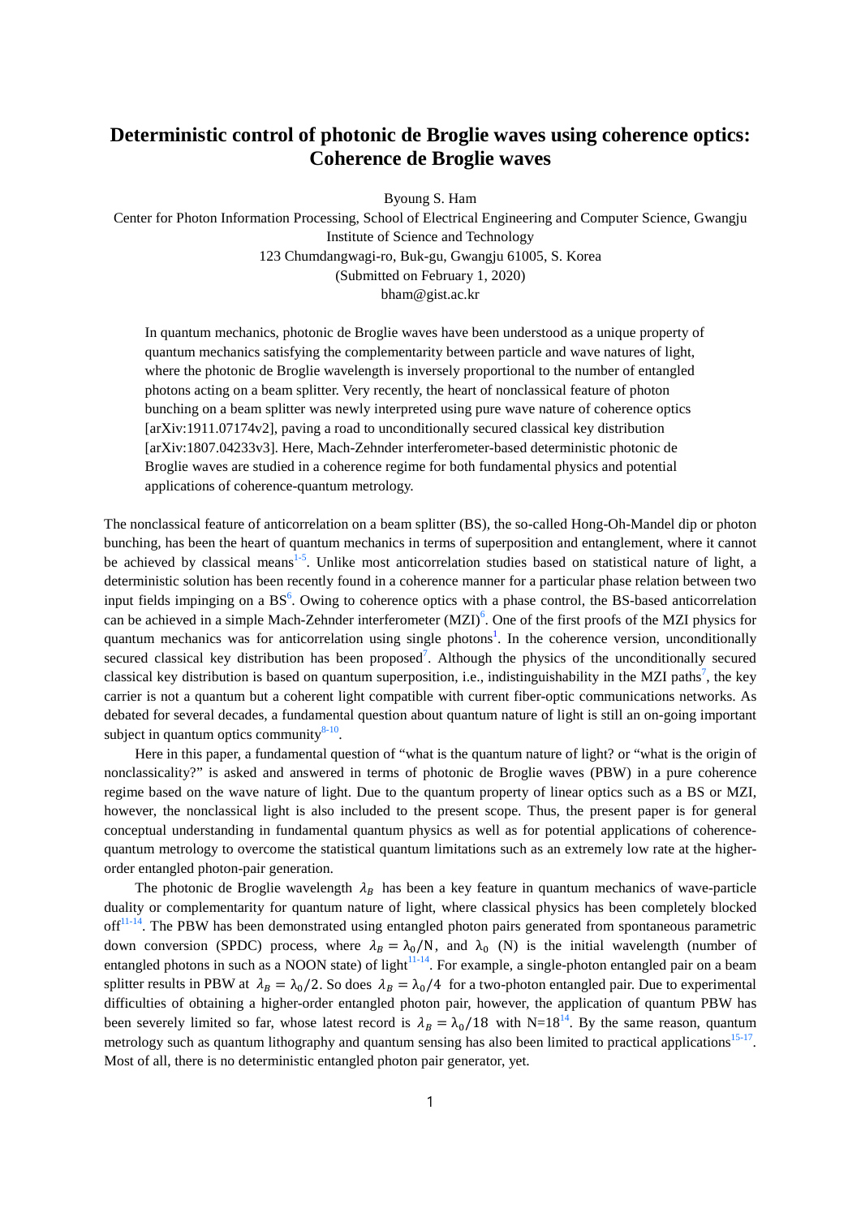# Deterministic control of photonic de Broglie waves using coherence optics: Coherence de Broglie waves

Byoung S. Ham

Center for Photon Information Processing, School of Electrical Engineering and Computer Science, Gwangju Institute of Science and Technology
123 Chumdangwagi-ro, Buk-gu, Gwangju 61005, S. Korea
(Submitted on February 1, 2020)
bham@gist.ac.kr

In quantum mechanics, photonic de Broglie waves have been understood as a unique property of quantum mechanics satisfying the complementarity between particle and wave natures of light, where the photonic de Broglie wavelength is inversely proportional to the number of entangled photons acting on a beam splitter. Very recently, the heart of nonclassical feature of photon bunching on a beam splitter was newly interpreted using pure wave nature of coherence optics [arXiv:1911.07174v2], paving a road to unconditionally secured classical key distribution [arXiv:1807.04233v3]. Here, Mach-Zehnder interferometer-based deterministic photonic de Broglie waves are studied in a coherence regime for both fundamental physics and potential applications of coherence-quantum metrology.

The nonclassical feature of anticorrelation on a beam splitter (BS), the so-called Hong-Oh-Mandel dip or photon bunching, has been the heart of quantum mechanics in terms of superposition and entanglement, where it cannot be achieved by classical means[1-5]. Unlike most anticorrelation studies based on statistical nature of light, a deterministic solution has been recently found in a coherence manner for a particular phase relation between two input fields impinging on a BS[6]. Owing to coherence optics with a phase control, the BS-based anticorrelation can be achieved in a simple Mach-Zehnder interferometer (MZI)[6]. One of the first proofs of the MZI physics for quantum mechanics was for anticorrelation using single photons[1]. In the coherence version, unconditionally secured classical key distribution has been proposed[7]. Although the physics of the unconditionally secured classical key distribution is based on quantum superposition, i.e., indistinguishability in the MZI paths[7], the key carrier is not a quantum but a coherent light compatible with current fiber-optic communications networks. As debated for several decades, a fundamental question about quantum nature of light is still an on-going important subject in quantum optics community[8-10].

Here in this paper, a fundamental question of "what is the quantum nature of light? or "what is the origin of nonclassicality?" is asked and answered in terms of photonic de Broglie waves (PBW) in a pure coherence regime based on the wave nature of light. Due to the quantum property of linear optics such as a BS or MZI, however, the nonclassical light is also included to the present scope. Thus, the present paper is for general conceptual understanding in fundamental quantum physics as well as for potential applications of coherence-quantum metrology to overcome the statistical quantum limitations such as an extremely low rate at the higher-order entangled photon-pair generation.

The photonic de Broglie wavelength $\lambda_B$ has been a key feature in quantum mechanics of wave-particle duality or complementarity for quantum nature of light, where classical physics has been completely blocked off[11-14]. The PBW has been demonstrated using entangled photon pairs generated from spontaneous parametric down conversion (SPDC) process, where $\lambda_B = \lambda_0/\mathrm{N}$, and $\lambda_0$ (N) is the initial wavelength (number of entangled photons in such as a NOON state) of light[11-14]. For example, a single-photon entangled pair on a beam splitter results in PBW at $\lambda_B = \lambda_0/2$. So does $\lambda_B = \lambda_0/4$ for a two-photon entangled pair. Due to experimental difficulties of obtaining a higher-order entangled photon pair, however, the application of quantum PBW has been severely limited so far, whose latest record is $\lambda_B = \lambda_0/18$ with N=18[14]. By the same reason, quantum metrology such as quantum lithography and quantum sensing has also been limited to practical applications[15-17]. Most of all, there is no deterministic entangled photon pair generator, yet.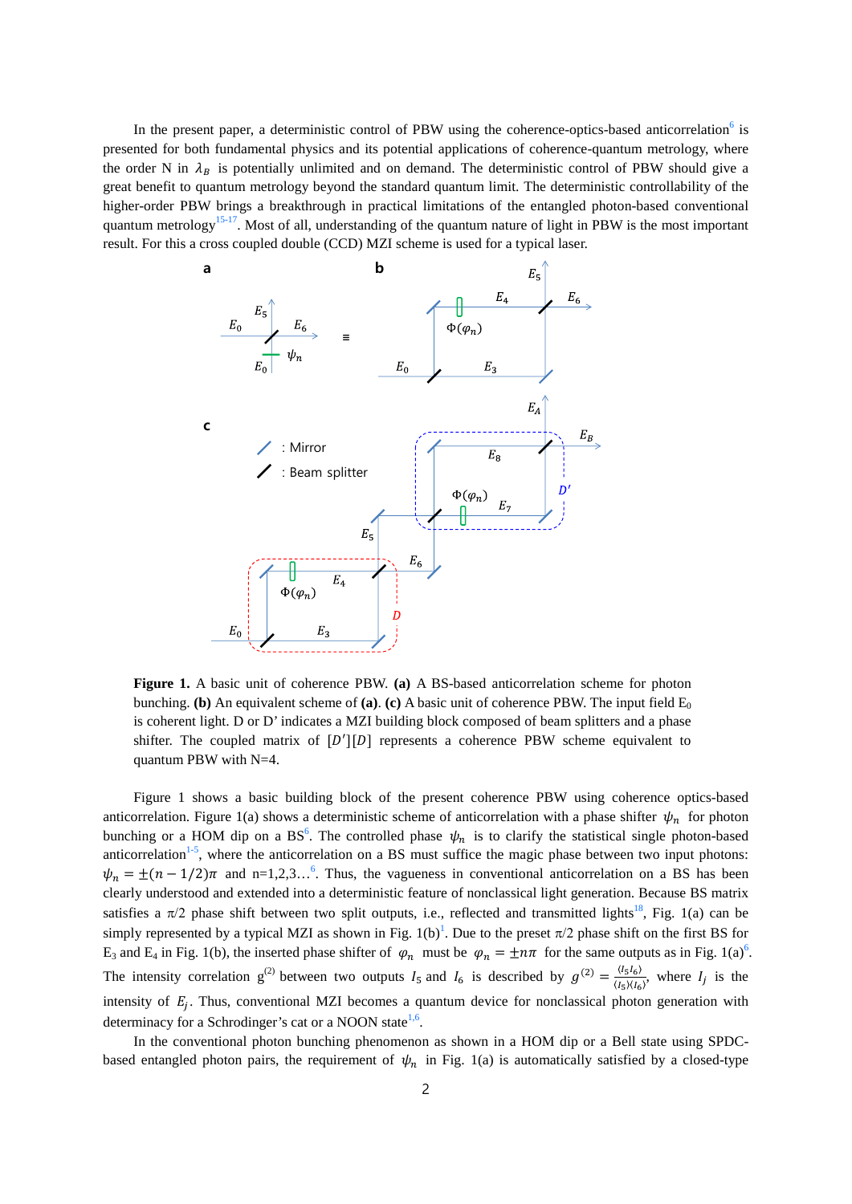In the present paper, a deterministic control of PBW using the coherence-optics-based anticorrelation[6] is presented for both fundamental physics and its potential applications of coherence-quantum metrology, where the order N in $\lambda_B$ is potentially unlimited and on demand. The deterministic control of PBW should give a great benefit to quantum metrology beyond the standard quantum limit. The deterministic controllability of the higher-order PBW brings a breakthrough in practical limitations of the entangled photon-based conventional quantum metrology[15-17]. Most of all, understanding of the quantum nature of light in PBW is the most important result. For this a cross coupled double (CCD) MZI scheme is used for a typical laser.

**Figure 1.** A basic unit of coherence PBW. **(a)** A BS-based anticorrelation scheme for photon bunching. **(b)** An equivalent scheme of **(a)**. **(c)** A basic unit of coherence PBW. The input field $E_0$ is coherent light. D or D' indicates a MZI building block composed of beam splitters and a phase shifter. The coupled matrix of $[D'][D]$ represents a coherence PBW scheme equivalent to quantum PBW with N=4.

Figure 1 shows a basic building block of the present coherence PBW using coherence optics-based anticorrelation. Figure 1(a) shows a deterministic scheme of anticorrelation with a phase shifter $\psi_n$ for photon bunching or a HOM dip on a BS[6]. The controlled phase $\psi_n$ is to clarify the statistical single photon-based anticorrelation[1-5], where the anticorrelation on a BS must suffice the magic phase between two input photons: $\psi_n = \pm(n - 1/2)\pi$ and n=1,2,3…[6]. Thus, the vagueness in conventional anticorrelation on a BS has been clearly understood and extended into a deterministic feature of nonclassical light generation. Because BS matrix satisfies a $\pi/2$ phase shift between two split outputs, i.e., reflected and transmitted lights[18], Fig. 1(a) can be simply represented by a typical MZI as shown in Fig. 1(b)[1]. Due to the preset $\pi/2$ phase shift on the first BS for $E_3$ and $E_4$ in Fig. 1(b), the inserted phase shifter of $\varphi_n$ must be $\varphi_n = \pm n\pi$ for the same outputs as in Fig. 1(a)[6]. The intensity correlation $g^{(2)}$ between two outputs $I_5$ and $I_6$ is described by $g^{(2)} = \frac{\langle I_5 I_6 \rangle}{\langle I_5 \rangle \langle I_6 \rangle}$, where $I_j$ is the intensity of $E_j$. Thus, conventional MZI becomes a quantum device for nonclassical photon generation with determinacy for a Schrodinger's cat or a NOON state[1,6].

In the conventional photon bunching phenomenon as shown in a HOM dip or a Bell state using SPDC-based entangled photon pairs, the requirement of $\psi_n$ in Fig. 1(a) is automatically satisfied by a closed-type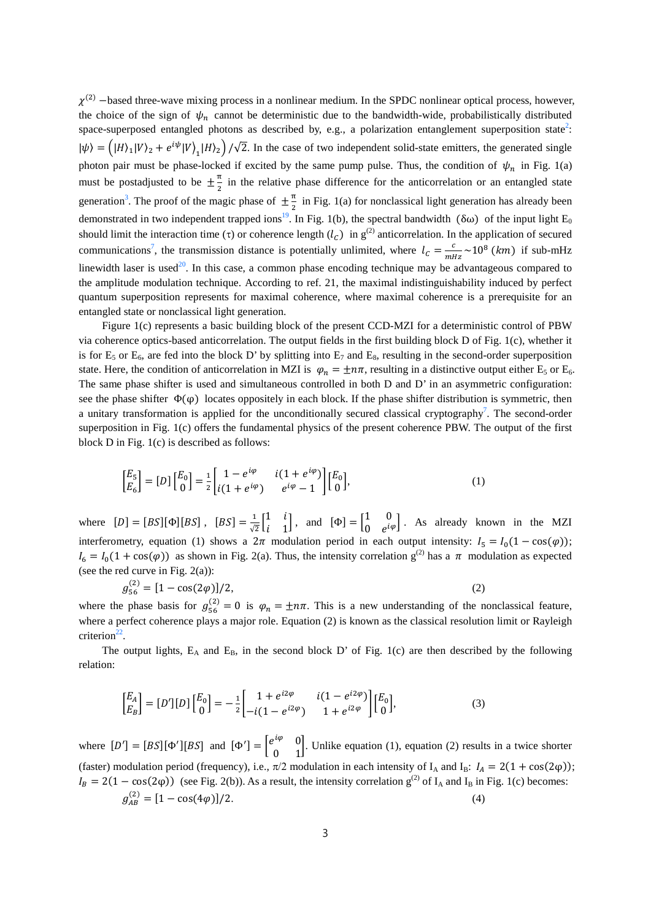$\chi^{(2)}$ −based three-wave mixing process in a nonlinear medium. In the SPDC nonlinear optical process, however, the choice of the sign of $\psi_n$ cannot be deterministic due to the bandwidth-wide, probabilistically distributed space-superposed entangled photons as described by, e.g., a polarization entanglement superposition state[2]: $|\psi\rangle = \left(|H\rangle_1|V\rangle_2 + e^{i\psi}|V\rangle_1|H\rangle_2\right)/\sqrt{2}$. In the case of two independent solid-state emitters, the generated single photon pair must be phase-locked if excited by the same pump pulse. Thus, the condition of $\psi_n$ in Fig. 1(a) must be postadjusted to be $\pm\frac{\pi}{2}$ in the relative phase difference for the anticorrelation or an entangled state generation[3]. The proof of the magic phase of $\pm\frac{\pi}{2}$ in Fig. 1(a) for nonclassical light generation has already been demonstrated in two independent trapped ions[19]. In Fig. 1(b), the spectral bandwidth ($\delta\omega$) of the input light $E_0$ should limit the interaction time ($\tau$) or coherence length ($l_C$) in $g^{(2)}$ anticorrelation. In the application of secured communications[7], the transmission distance is potentially unlimited, where $l_C = \frac{c}{mHz} \sim 10^8$ $(km)$ if sub-mHz linewidth laser is used[20]. In this case, a common phase encoding technique may be advantageous compared to the amplitude modulation technique. According to ref. 21, the maximal indistinguishability induced by perfect quantum superposition represents for maximal coherence, where maximal coherence is a prerequisite for an entangled state or nonclassical light generation.

Figure 1(c) represents a basic building block of the present CCD-MZI for a deterministic control of PBW via coherence optics-based anticorrelation. The output fields in the first building block D of Fig. 1(c), whether it is for $E_5$ or $E_6$, are fed into the block D' by splitting into $E_7$ and $E_8$, resulting in the second-order superposition state. Here, the condition of anticorrelation in MZI is $\varphi_n = \pm n\pi$, resulting in a distinctive output either $E_5$ or $E_6$. The same phase shifter is used and simultaneous controlled in both D and D' in an asymmetric configuration: see the phase shifter $\Phi(\varphi)$ locates oppositely in each block. If the phase shifter distribution is symmetric, then a unitary transformation is applied for the unconditionally secured classical cryptography[7]. The second-order superposition in Fig. 1(c) offers the fundamental physics of the present coherence PBW. The output of the first block D in Fig. 1(c) is described as follows:

$$\begin{bmatrix} E_5 \\ E_6 \end{bmatrix} = [D]\begin{bmatrix} E_0 \\ 0 \end{bmatrix} = \frac{1}{2}\begin{bmatrix} 1 - e^{i\varphi} & i(1 + e^{i\varphi}) \\ i(1 + e^{i\varphi}) & e^{i\varphi} - 1 \end{bmatrix}\begin{bmatrix} E_0 \\ 0 \end{bmatrix}, \tag{1}$$

where $[D] = [BS][\Phi][BS]$, $[BS] = \frac{1}{\sqrt{2}}\begin{bmatrix} 1 & i \\ i & 1 \end{bmatrix}$, and $[\Phi] = \begin{bmatrix} 1 & 0 \\ 0 & e^{i\varphi} \end{bmatrix}$. As already known in the MZI interferometry, equation (1) shows a $2\pi$ modulation period in each output intensity: $I_5 = I_0(1 - \cos(\varphi))$; $I_6 = I_0(1 + \cos(\varphi))$ as shown in Fig. 2(a). Thus, the intensity correlation $g^{(2)}$ has a $\pi$ modulation as expected (see the red curve in Fig. 2(a)):

$$g_{56}^{(2)} = [1 - \cos(2\varphi)]/2, \tag{2}$$

where the phase basis for $g_{56}^{(2)} = 0$ is $\varphi_n = \pm n\pi$. This is a new understanding of the nonclassical feature, where a perfect coherence plays a major role. Equation (2) is known as the classical resolution limit or Rayleigh criterion[22].

The output lights, $E_A$ and $E_B$, in the second block D' of Fig. 1(c) are then described by the following relation:

$$\begin{bmatrix} E_A \\ E_B \end{bmatrix} = [D'][D]\begin{bmatrix} E_0 \\ 0 \end{bmatrix} = -\frac{1}{2}\begin{bmatrix} 1 + e^{i2\varphi} & i(1 - e^{i2\varphi}) \\ -i(1 - e^{i2\varphi}) & 1 + e^{i2\varphi} \end{bmatrix}\begin{bmatrix} E_0 \\ 0 \end{bmatrix}, \tag{3}$$

where $[D'] = [BS][\Phi'][BS]$ and $[\Phi'] = \begin{bmatrix} e^{i\varphi} & 0 \\ 0 & 1 \end{bmatrix}$. Unlike equation (1), equation (2) results in a twice shorter (faster) modulation period (frequency), i.e., $\pi/2$ modulation in each intensity of $I_A$ and $I_B$: $I_A = 2(1 + \cos(2\varphi))$; $I_B = 2(1 - \cos(2\varphi))$ (see Fig. 2(b)). As a result, the intensity correlation $g^{(2)}$ of $I_A$ and $I_B$ in Fig. 1(c) becomes:

$$g_{AB}^{(2)} = [1 - \cos(4\varphi)]/2. \tag{4}$$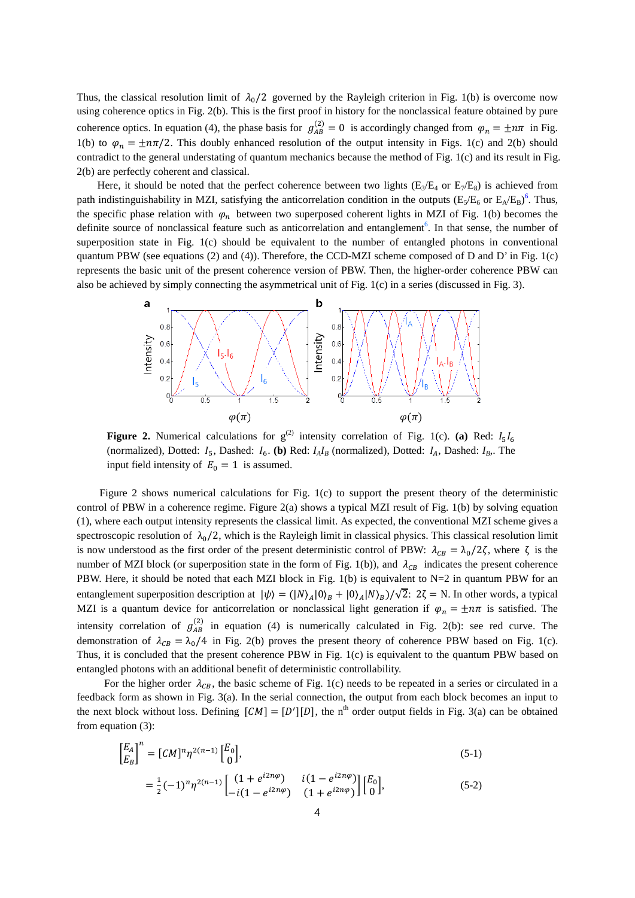Thus, the classical resolution limit of $\lambda_0/2$ governed by the Rayleigh criterion in Fig. 1(b) is overcome now using coherence optics in Fig. 2(b). This is the first proof in history for the nonclassical feature obtained by pure coherence optics. In equation (4), the phase basis for $g_{AB}^{(2)} = 0$ is accordingly changed from $\varphi_n = \pm n\pi$ in Fig. 1(b) to $\varphi_n = \pm n\pi/2$. This doubly enhanced resolution of the output intensity in Figs. 1(c) and 2(b) should contradict to the general understating of quantum mechanics because the method of Fig. 1(c) and its result in Fig. 2(b) are perfectly coherent and classical.

Here, it should be noted that the perfect coherence between two lights ($E_3/E_4$ or $E_7/E_8$) is achieved from path indistinguishability in MZI, satisfying the anticorrelation condition in the outputs ($E_5/E_6$ or $E_A/E_B$)[6]. Thus, the specific phase relation with $\varphi_n$ between two superposed coherent lights in MZI of Fig. 1(b) becomes the definite source of nonclassical feature such as anticorrelation and entanglement[6]. In that sense, the number of superposition state in Fig. 1(c) should be equivalent to the number of entangled photons in conventional quantum PBW (see equations (2) and (4)). Therefore, the CCD-MZI scheme composed of D and D' in Fig. 1(c) represents the basic unit of the present coherence version of PBW. Then, the higher-order coherence PBW can also be achieved by simply connecting the asymmetrical unit of Fig. 1(c) in a series (discussed in Fig. 3).

**Figure 2.** Numerical calculations for $g^{(2)}$ intensity correlation of Fig. 1(c). **(a)** Red: $I_5 I_6$ (normalized), Dotted: $I_5$, Dashed: $I_6$. **(b)** Red: $I_A I_B$ (normalized), Dotted: $I_A$, Dashed: $I_B$. The input field intensity of $E_0 = 1$ is assumed.

Figure 2 shows numerical calculations for Fig. 1(c) to support the present theory of the deterministic control of PBW in a coherence regime. Figure 2(a) shows a typical MZI result of Fig. 1(b) by solving equation (1), where each output intensity represents the classical limit. As expected, the conventional MZI scheme gives a spectroscopic resolution of $\lambda_0/2$, which is the Rayleigh limit in classical physics. This classical resolution limit is now understood as the first order of the present deterministic control of PBW: $\lambda_{CB} = \lambda_0/2\zeta$, where $\zeta$ is the number of MZI block (or superposition state in the form of Fig. 1(b)), and $\lambda_{CB}$ indicates the present coherence PBW. Here, it should be noted that each MZI block in Fig. 1(b) is equivalent to N=2 in quantum PBW for an entanglement superposition description at $|\psi\rangle = (|N\rangle_A|0\rangle_B + |0\rangle_A|N\rangle_B)/\sqrt{2}$: $2\zeta = N$. In other words, a typical MZI is a quantum device for anticorrelation or nonclassical light generation if $\varphi_n = \pm n\pi$ is satisfied. The intensity correlation of $g_{AB}^{(2)}$ in equation (4) is numerically calculated in Fig. 2(b): see red curve. The demonstration of $\lambda_{CB} = \lambda_0/4$ in Fig. 2(b) proves the present theory of coherence PBW based on Fig. 1(c). Thus, it is concluded that the present coherence PBW in Fig. 1(c) is equivalent to the quantum PBW based on entangled photons with an additional benefit of deterministic controllability.

For the higher order $\lambda_{CB}$, the basic scheme of Fig. 1(c) needs to be repeated in a series or circulated in a feedback form as shown in Fig. 3(a). In the serial connection, the output from each block becomes an input to the next block without loss. Defining $[CM] = [D'][D]$, the n[th] order output fields in Fig. 3(a) can be obtained from equation (3):

$$\begin{bmatrix} E_A \\ E_B \end{bmatrix}^n = [CM]^n \eta^{2(n-1)} \begin{bmatrix} E_0 \\ 0 \end{bmatrix}, \tag{5-1}$$

$$= \frac{1}{2}(-1)^n \eta^{2(n-1)} \begin{bmatrix} (1 + e^{i2n\varphi}) & i(1 - e^{i2n\varphi}) \\ -i(1 - e^{i2n\varphi}) & (1 + e^{i2n\varphi}) \end{bmatrix} \begin{bmatrix} E_0 \\ 0 \end{bmatrix}, \tag{5-2}$$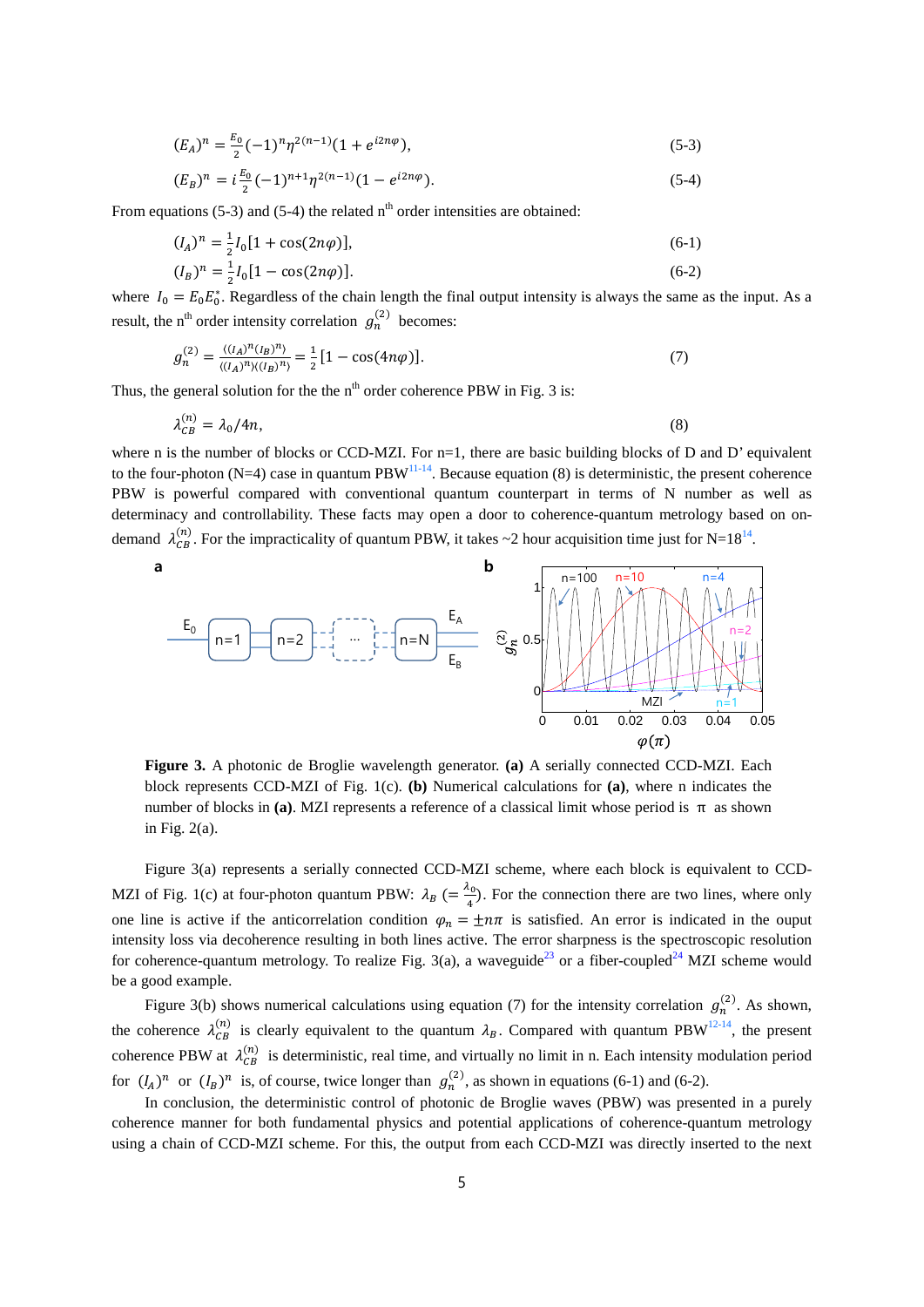$$(E_A)^n = \frac{E_0}{2}(-1)^n \eta^{2(n-1)}(1 + e^{i2n\varphi}), \tag{5-3}$$

$$(E_B)^n = i\frac{E_0}{2}(-1)^{n+1}\eta^{2(n-1)}(1 - e^{i2n\varphi}). \tag{5-4}$$

From equations (5-3) and (5-4) the related n^th^ order intensities are obtained:

$$(I_A)^n = \frac{1}{2}I_0[1 + \cos(2n\varphi)], \tag{6-1}$$

$$(I_B)^n = \frac{1}{2}I_0[1 - \cos(2n\varphi)]. \tag{6-2}$$

where $I_0 = E_0 E_0^*$. Regardless of the chain length the final output intensity is always the same as the input. As a result, the n^th^ order intensity correlation $g_n^{(2)}$ becomes:

$$g_n^{(2)} = \frac{\langle (I_A)^n (I_B)^n \rangle}{\langle (I_A)^n \rangle \langle (I_B)^n \rangle} = \frac{1}{2}[1 - \cos(4n\varphi)]. \tag{7}$$

Thus, the general solution for the the n^th^ order coherence PBW in Fig. 3 is:

$$\lambda_{CB}^{(n)} = \lambda_0 / 4n, \tag{8}$$

where n is the number of blocks or CCD-MZI. For n=1, there are basic building blocks of D and D' equivalent to the four-photon (N=4) case in quantum PBW[11-14]. Because equation (8) is deterministic, the present coherence PBW is powerful compared with conventional quantum counterpart in terms of N number as well as determinacy and controllability. These facts may open a door to coherence-quantum metrology based on on-demand $\lambda_{CB}^{(n)}$. For the impracticality of quantum PBW, it takes ~2 hour acquisition time just for N=18[14].

**Figure 3.** A photonic de Broglie wavelength generator. **(a)** A serially connected CCD-MZI. Each block represents CCD-MZI of Fig. 1(c). **(b)** Numerical calculations for **(a)**, where n indicates the number of blocks in **(a)**. MZI represents a reference of a classical limit whose period is π as shown in Fig. 2(a).

Figure 3(a) represents a serially connected CCD-MZI scheme, where each block is equivalent to CCD-MZI of Fig. 1(c) at four-photon quantum PBW: $\lambda_B$ $(= \frac{\lambda_0}{4})$. For the connection there are two lines, where only one line is active if the anticorrelation condition $\varphi_n = \pm n\pi$ is satisfied. An error is indicated in the ouput intensity loss via decoherence resulting in both lines active. The error sharpness is the spectroscopic resolution for coherence-quantum metrology. To realize Fig. 3(a), a waveguide[23] or a fiber-coupled[24] MZI scheme would be a good example.

Figure 3(b) shows numerical calculations using equation (7) for the intensity correlation $g_n^{(2)}$. As shown, the coherence $\lambda_{CB}^{(n)}$ is clearly equivalent to the quantum $\lambda_B$. Compared with quantum PBW[12-14], the present coherence PBW at $\lambda_{CB}^{(n)}$ is deterministic, real time, and virtually no limit in n. Each intensity modulation period for $(I_A)^n$ or $(I_B)^n$ is, of course, twice longer than $g_n^{(2)}$, as shown in equations (6-1) and (6-2).

In conclusion, the deterministic control of photonic de Broglie waves (PBW) was presented in a purely coherence manner for both fundamental physics and potential applications of coherence-quantum metrology using a chain of CCD-MZI scheme. For this, the output from each CCD-MZI was directly inserted to the next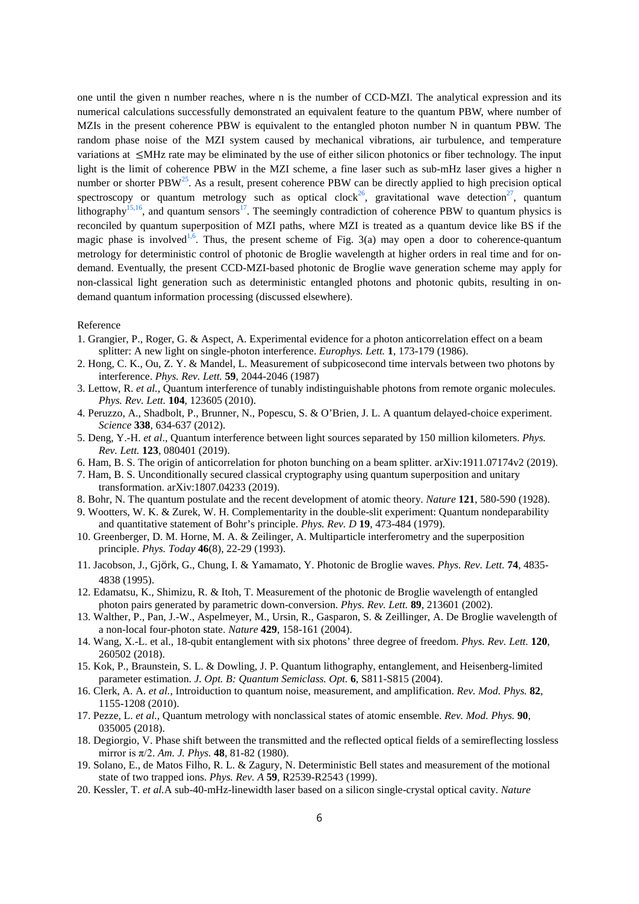one until the given n number reaches, where n is the number of CCD-MZI. The analytical expression and its numerical calculations successfully demonstrated an equivalent feature to the quantum PBW, where number of MZIs in the present coherence PBW is equivalent to the entangled photon number N in quantum PBW. The random phase noise of the MZI system caused by mechanical vibrations, air turbulence, and temperature variations at $\leq$MHz rate may be eliminated by the use of either silicon photonics or fiber technology. The input light is the limit of coherence PBW in the MZI scheme, a fine laser such as sub-mHz laser gives a higher n number or shorter PBW[25]. As a result, present coherence PBW can be directly applied to high precision optical spectroscopy or quantum metrology such as optical clock[26], gravitational wave detection[27], quantum lithography[15,16], and quantum sensors[17]. The seemingly contradiction of coherence PBW to quantum physics is reconciled by quantum superposition of MZI paths, where MZI is treated as a quantum device like BS if the magic phase is involved[1,6]. Thus, the present scheme of Fig. 3(a) may open a door to coherence-quantum metrology for deterministic control of photonic de Broglie wavelength at higher orders in real time and for on-demand. Eventually, the present CCD-MZI-based photonic de Broglie wave generation scheme may apply for non-classical light generation such as deterministic entangled photons and photonic qubits, resulting in on-demand quantum information processing (discussed elsewhere).

Reference

1. Grangier, P., Roger, G. & Aspect, A. Experimental evidence for a photon anticorrelation effect on a beam splitter: A new light on single-photon interference. *Europhys. Lett.* **1**, 173-179 (1986).
2. Hong, C. K., Ou, Z. Y. & Mandel, L. Measurement of subpicosecond time intervals between two photons by interference. *Phys. Rev. Lett.* **59**, 2044-2046 (1987)
3. Lettow, R. *et al.,* Quantum interference of tunably indistinguishable photons from remote organic molecules. *Phys. Rev. Lett.* **104**, 123605 (2010).
4. Peruzzo, A., Shadbolt, P., Brunner, N., Popescu, S. & O'Brien, J. L. A quantum delayed-choice experiment. *Science* **338**, 634-637 (2012).
5. Deng, Y.-H. *et al*., Quantum interference between light sources separated by 150 million kilometers. *Phys. Rev. Lett.* **123**, 080401 (2019).
6. Ham, B. S. The origin of anticorrelation for photon bunching on a beam splitter. arXiv:1911.07174v2 (2019).
7. Ham, B. S. Unconditionally secured classical cryptography using quantum superposition and unitary transformation. arXiv:1807.04233 (2019).
8. Bohr, N. The quantum postulate and the recent development of atomic theory. *Nature* **121**, 580-590 (1928).
9. Wootters, W. K. & Zurek, W. H. Complementarity in the double-slit experiment: Quantum nondeparability and quantitative statement of Bohr's principle. *Phys. Rev. D* **19**, 473-484 (1979).
10. Greenberger, D. M. Horne, M. A. & Zeilinger, A. Multiparticle interferometry and the superposition principle. *Phys. Today* **46**(8), 22-29 (1993).
11. Jacobson, J., Gjörk, G., Chung, I. & Yamamato, Y. Photonic de Broglie waves. *Phys. Rev. Lett.* **74**, 4835-4838 (1995).
12. Edamatsu, K., Shimizu, R. & Itoh, T. Measurement of the photonic de Broglie wavelength of entangled photon pairs generated by parametric down-conversion. *Phys. Rev. Lett.* **89**, 213601 (2002).
13. Walther, P., Pan, J.-W., Aspelmeyer, M., Ursin, R., Gasparon, S. & Zeillinger, A. De Broglie wavelength of a non-local four-photon state. *Nature* **429**, 158-161 (2004).
14. Wang, X.-L. et al., 18-qubit entanglement with six photons' three degree of freedom. *Phys. Rev. Lett.* **120**, 260502 (2018).
15. Kok, P., Braunstein, S. L. & Dowling, J. P. Quantum lithography, entanglement, and Heisenberg-limited parameter estimation. *J. Opt. B: Quantum Semiclass. Opt.* **6**, S811-S815 (2004).
16. Clerk, A. A. *et al.,* Introiduction to quantum noise, measurement, and amplification. *Rev. Mod. Phys.* **82**, 1155-1208 (2010).
17. Pezze, L. *et al.,* Quantum metrology with nonclassical states of atomic ensemble. *Rev. Mod. Phys.* **90**, 035005 (2018).
18. Degiorgio, V. Phase shift between the transmitted and the reflected optical fields of a semireflecting lossless mirror is $\pi/2$. *Am. J. Phys.* **48**, 81-82 (1980).
19. Solano, E., de Matos Filho, R. L. & Zagury, N. Deterministic Bell states and measurement of the motional state of two trapped ions. *Phys. Rev. A* **59**, R2539-R2543 (1999).
20. Kessler, T. *et al.*A sub-40-mHz-linewidth laser based on a silicon single-crystal optical cavity. *Nature*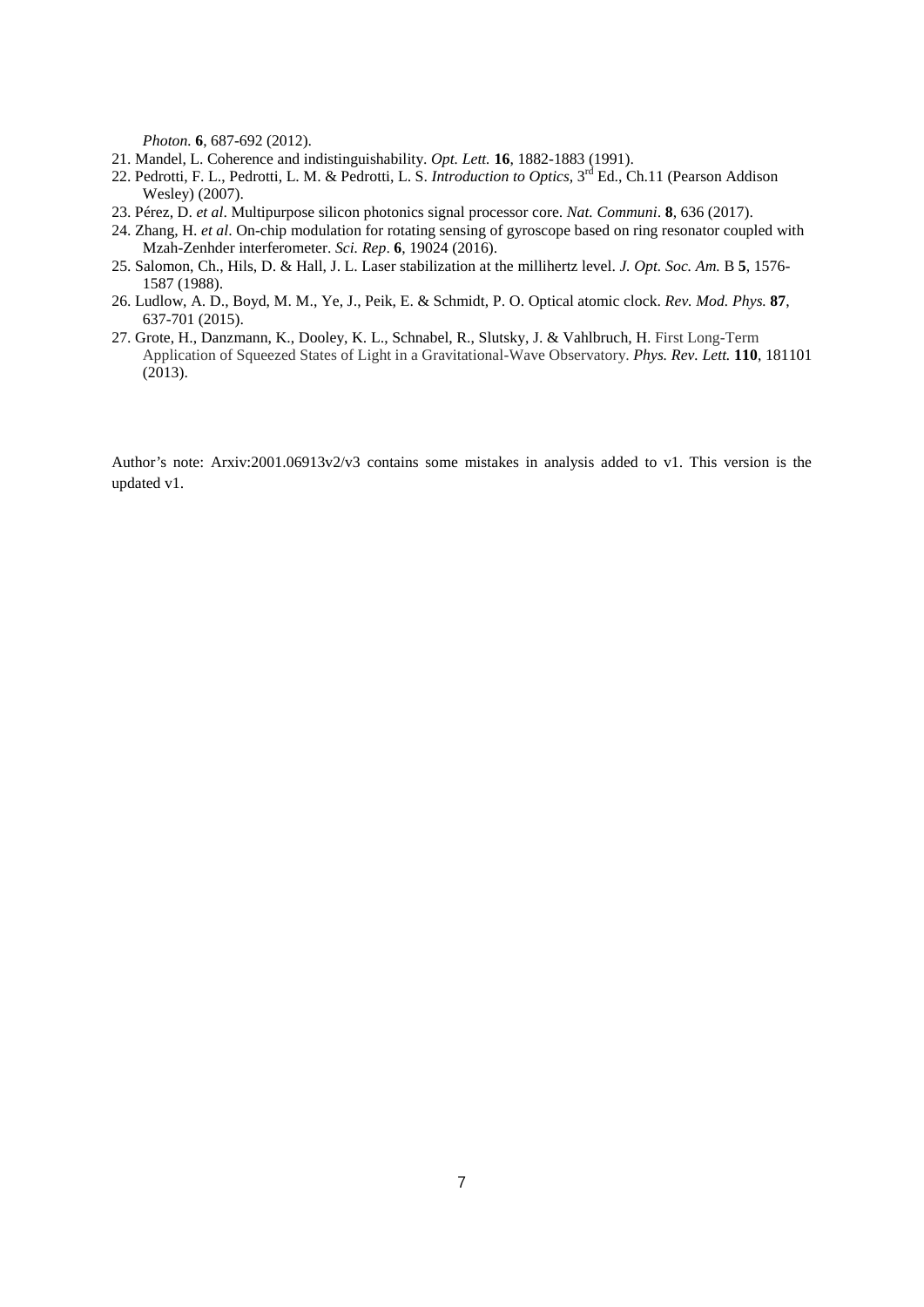*Photon.* **6**, 687-692 (2012).

21. Mandel, L. Coherence and indistinguishability. *Opt. Lett.* **16**, 1882-1883 (1991).
22. Pedrotti, F. L., Pedrotti, L. M. & Pedrotti, L. S. *Introduction to Optics*, 3rd Ed., Ch.11 (Pearson Addison Wesley) (2007).
23. Pérez, D. *et al*. Multipurpose silicon photonics signal processor core. *Nat. Communi*. **8**, 636 (2017).
24. Zhang, H. *et al*. On-chip modulation for rotating sensing of gyroscope based on ring resonator coupled with Mzah-Zenhder interferometer. *Sci. Rep*. **6**, 19024 (2016).
25. Salomon, Ch., Hils, D. & Hall, J. L. Laser stabilization at the millihertz level. *J. Opt. Soc. Am.* B **5**, 1576-1587 (1988).
26. Ludlow, A. D., Boyd, M. M., Ye, J., Peik, E. & Schmidt, P. O. Optical atomic clock. *Rev. Mod. Phys.* **87**, 637-701 (2015).
27. Grote, H., Danzmann, K., Dooley, K. L., Schnabel, R., Slutsky, J. & Vahlbruch, H. First Long-Term Application of Squeezed States of Light in a Gravitational-Wave Observatory. *Phys. Rev. Lett.* **110**, 181101 (2013).

Author's note: Arxiv:2001.06913v2/v3 contains some mistakes in analysis added to v1. This version is the updated v1.